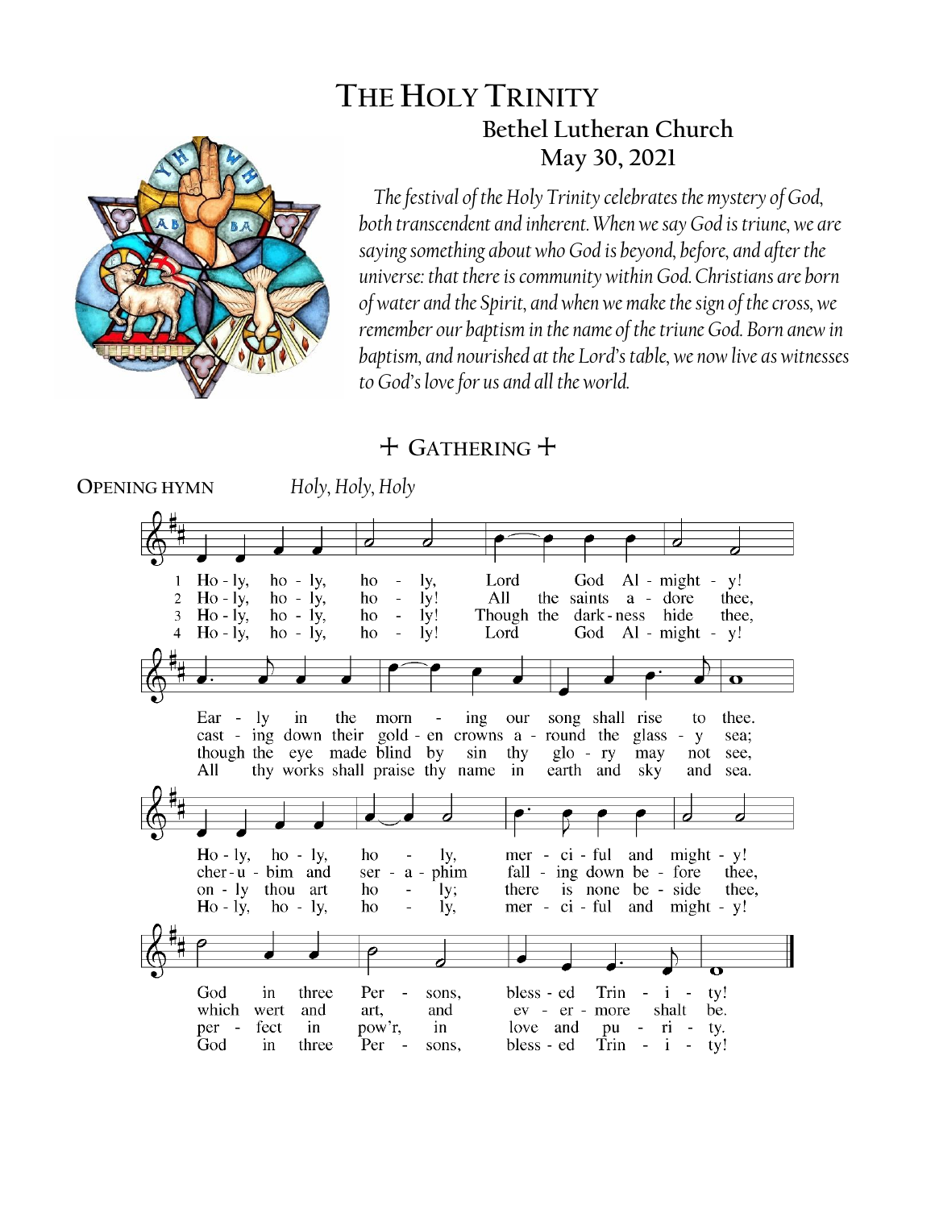# The Holy Trinity

## Bethel Lutheran Church
## May 30, 2021

*The festival of the Holy Trinity celebrates the mystery of God, both transcendent and inherent. When we say God is triune, we are saying something about who God is beyond, before, and after the universe: that there is community within God. Christians are born of water and the Spirit, and when we make the sign of the cross, we remember our baptism in the name of the triune God. Born anew in baptism, and nourished at the Lord's table, we now live as witnesses to God's love for us and all the world.*

## + Gathering +

**Opening Hymn** *Holy, Holy, Holy*

1 Holy, holy, holy, Lord God Almighty!
Early in the morning our song shall rise to thee.
Holy, holy, holy, merciful and mighty!
God in three Persons, blessed Trinity!

2 Holy, holy, holy! All the saints adore thee,
casting down their golden crowns around the glassy sea;
cherubim and seraphim falling down before thee,
which wert and art, and evermore shalt be.

3 Holy, holy, holy! Though the darkness hide thee,
though the eye made blind by sin thy glory may not see,
only thou art holy; there is none beside thee,
perfect in pow'r, in love and purity.

4 Holy, holy, holy! Lord God Almighty!
All thy works shall praise thy name in earth and sky and sea.
Holy, holy, holy, merciful and mighty!
God in three Persons, blessed Trinity!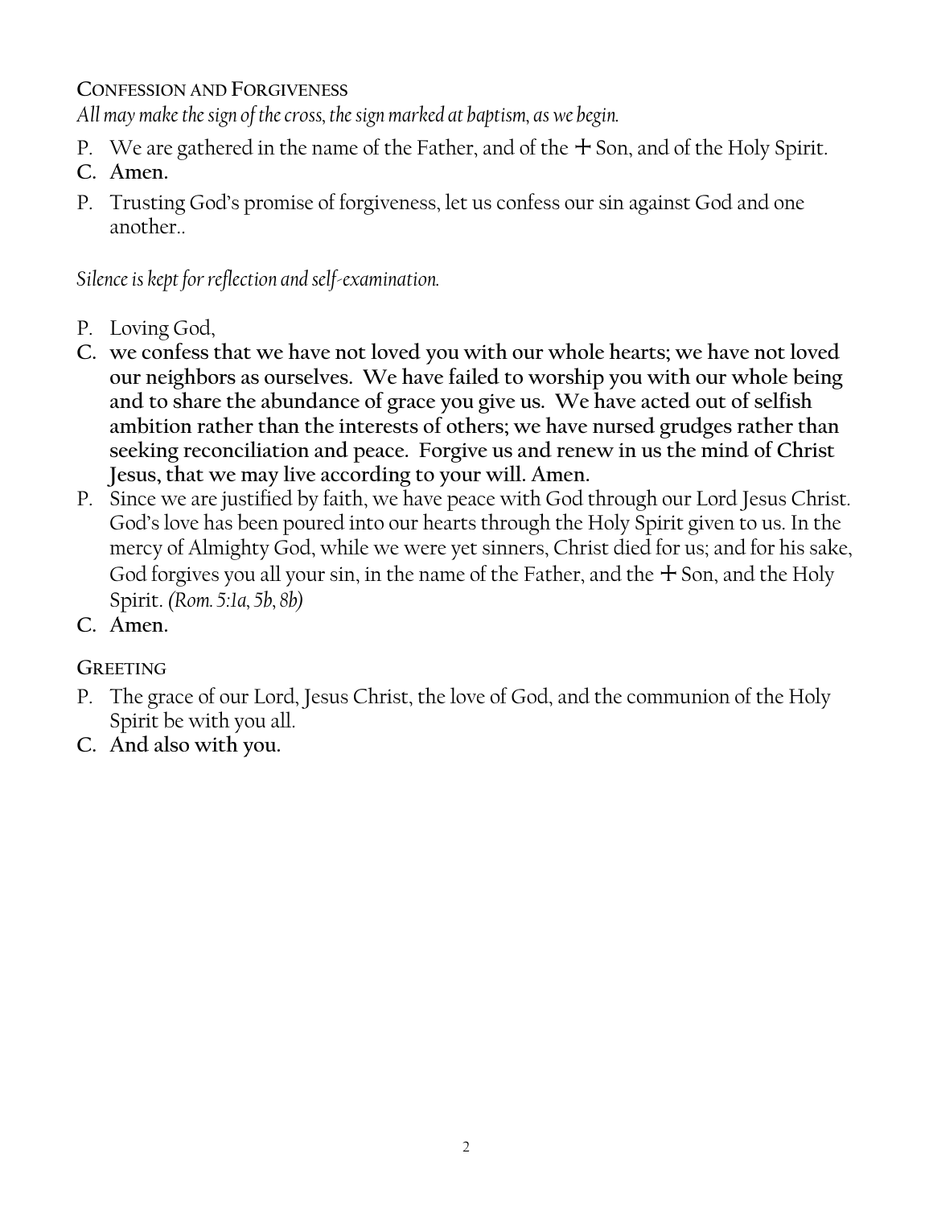## Confession and Forgiveness

*All may make the sign of the cross, the sign marked at baptism, as we begin.*

P. We are gathered in the name of the Father, and of the ☩ Son, and of the Holy Spirit.

**C. Amen.**

P. Trusting God's promise of forgiveness, let us confess our sin against God and one another..

*Silence is kept for reflection and self-examination.*

P. Loving God,

**C. we confess that we have not loved you with our whole hearts; we have not loved our neighbors as ourselves. We have failed to worship you with our whole being and to share the abundance of grace you give us. We have acted out of selfish ambition rather than the interests of others; we have nursed grudges rather than seeking reconciliation and peace. Forgive us and renew in us the mind of Christ Jesus, that we may live according to your will. Amen.**

P. Since we are justified by faith, we have peace with God through our Lord Jesus Christ. God's love has been poured into our hearts through the Holy Spirit given to us. In the mercy of Almighty God, while we were yet sinners, Christ died for us; and for his sake, God forgives you all your sin, in the name of the Father, and the ☩ Son, and the Holy Spirit. *(Rom. 5:1a, 5b, 8b)*

**C. Amen.**

## Greeting

P. The grace of our Lord, Jesus Christ, the love of God, and the communion of the Holy Spirit be with you all.

**C. And also with you.**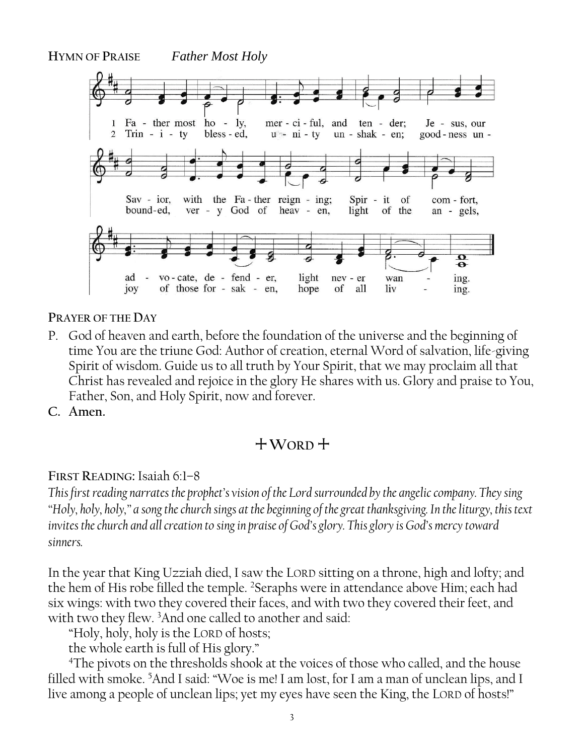**HYMN OF PRAISE** *Father Most Holy*

1 Father most holy, merciful, and tender; Jesus, our Savior, with the Father reigning; Spirit of comfort, advocate, defender, light never waning.

2 Trinity blessed, unity unshaken; goodness unbounded, very God of heaven, light of the angels, joy of those forsaken, hope of all living.

**PRAYER OF THE DAY**

P. God of heaven and earth, before the foundation of the universe and the beginning of time You are the triune God: Author of creation, eternal Word of salvation, life-giving Spirit of wisdom. Guide us to all truth by Your Spirit, that we may proclaim all that Christ has revealed and rejoice in the glory He shares with us. Glory and praise to You, Father, Son, and Holy Spirit, now and forever.

C. **Amen.**

## + WORD +

**FIRST READING:** Isaiah 6:1–8

*This first reading narrates the prophet's vision of the Lord surrounded by the angelic company. They sing "Holy, holy, holy," a song the church sings at the beginning of the great thanksgiving. In the liturgy, this text invites the church and all creation to sing in praise of God's glory. This glory is God's mercy toward sinners.*

In the year that King Uzziah died, I saw the LORD sitting on a throne, high and lofty; and the hem of His robe filled the temple. [2]Seraphs were in attendance above Him; each had six wings: with two they covered their faces, and with two they covered their feet, and with two they flew. [3]And one called to another and said:

"Holy, holy, holy is the LORD of hosts;
the whole earth is full of His glory."

[4]The pivots on the thresholds shook at the voices of those who called, and the house filled with smoke. [5]And I said: "Woe is me! I am lost, for I am a man of unclean lips, and I live among a people of unclean lips; yet my eyes have seen the King, the LORD of hosts!"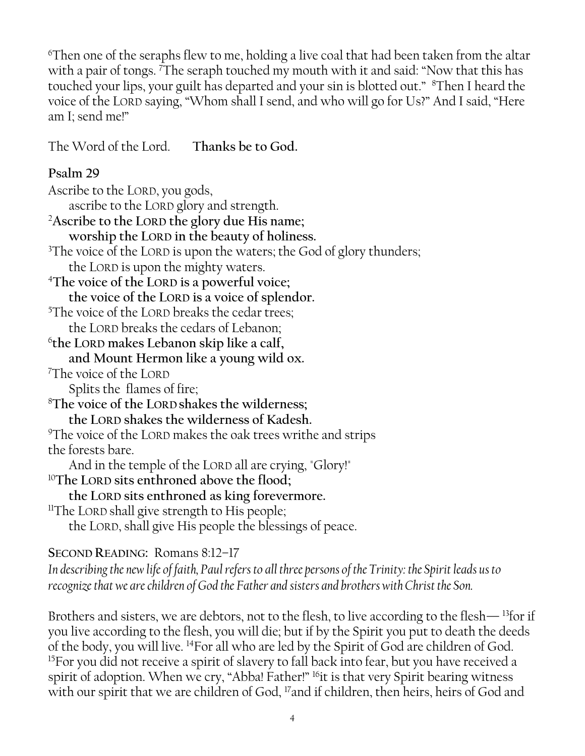[6]Then one of the seraphs flew to me, holding a live coal that had been taken from the altar with a pair of tongs. [7]The seraph touched my mouth with it and said: "Now that this has touched your lips, your guilt has departed and your sin is blotted out." [8]Then I heard the voice of the LORD saying, "Whom shall I send, and who will go for Us?" And I said, "Here am I; send me!"

The Word of the Lord. **Thanks be to God.**

## Psalm 29

Ascribe to the LORD, you gods,
  ascribe to the LORD glory and strength.
[2]**Ascribe to the LORD the glory due His name;**
  **worship the LORD in the beauty of holiness.**
[3]The voice of the LORD is upon the waters; the God of glory thunders;
  the LORD is upon the mighty waters.
[4]**The voice of the LORD is a powerful voice;**
  **the voice of the LORD is a voice of splendor.**
[5]The voice of the LORD breaks the cedar trees;
  the LORD breaks the cedars of Lebanon;
[6]**the LORD makes Lebanon skip like a calf,**
  **and Mount Hermon like a young wild ox.**
[7]The voice of the LORD
  Splits the flames of fire;
[8]**The voice of the LORD shakes the wilderness;**
  **the LORD shakes the wilderness of Kadesh.**
[9]The voice of the LORD makes the oak trees writhe and strips the forests bare.
  And in the temple of the LORD all are crying, "Glory!"
[10]**The LORD sits enthroned above the flood;**
  **the LORD sits enthroned as king forevermore.**
[11]The LORD shall give strength to His people;
  the LORD, shall give His people the blessings of peace.

**SECOND READING:** Romans 8:12–17

*In describing the new life of faith, Paul refers to all three persons of the Trinity: the Spirit leads us to recognize that we are children of God the Father and sisters and brothers with Christ the Son.*

Brothers and sisters, we are debtors, not to the flesh, to live according to the flesh— [13]for if you live according to the flesh, you will die; but if by the Spirit you put to death the deeds of the body, you will live. [14]For all who are led by the Spirit of God are children of God. [15]For you did not receive a spirit of slavery to fall back into fear, but you have received a spirit of adoption. When we cry, "Abba! Father!" [16]it is that very Spirit bearing witness with our spirit that we are children of God, [17]and if children, then heirs, heirs of God and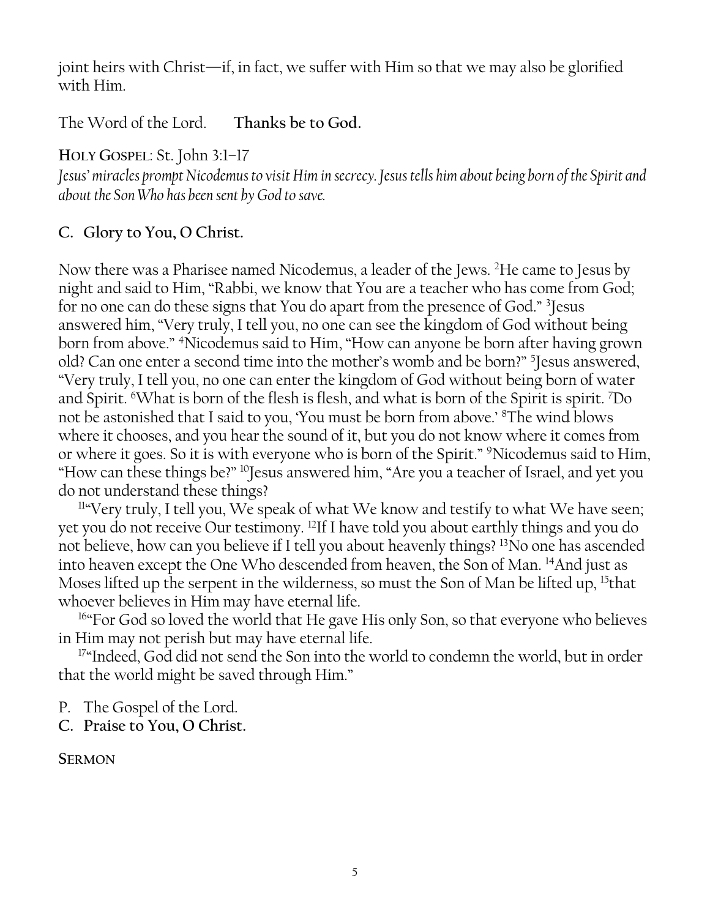joint heirs with Christ—if, in fact, we suffer with Him so that we may also be glorified with Him.

The Word of the Lord. **Thanks be to God.**

**HOLY GOSPEL**: St. John 3:1–17

*Jesus' miracles prompt Nicodemus to visit Him in secrecy. Jesus tells him about being born of the Spirit and about the Son Who has been sent by God to save.*

**C. Glory to You, O Christ.**

Now there was a Pharisee named Nicodemus, a leader of the Jews. [2]He came to Jesus by night and said to Him, "Rabbi, we know that You are a teacher who has come from God; for no one can do these signs that You do apart from the presence of God." [3]Jesus answered him, "Very truly, I tell you, no one can see the kingdom of God without being born from above." [4]Nicodemus said to Him, "How can anyone be born after having grown old? Can one enter a second time into the mother's womb and be born?" [5]Jesus answered, "Very truly, I tell you, no one can enter the kingdom of God without being born of water and Spirit. [6]What is born of the flesh is flesh, and what is born of the Spirit is spirit. [7]Do not be astonished that I said to you, 'You must be born from above.' [8]The wind blows where it chooses, and you hear the sound of it, but you do not know where it comes from or where it goes. So it is with everyone who is born of the Spirit." [9]Nicodemus said to Him, "How can these things be?" [10]Jesus answered him, "Are you a teacher of Israel, and yet you do not understand these things?

[11]"Very truly, I tell you, We speak of what We know and testify to what We have seen; yet you do not receive Our testimony. [12]If I have told you about earthly things and you do not believe, how can you believe if I tell you about heavenly things? [13]No one has ascended into heaven except the One Who descended from heaven, the Son of Man. [14]And just as Moses lifted up the serpent in the wilderness, so must the Son of Man be lifted up, [15]that whoever believes in Him may have eternal life.

[16]"For God so loved the world that He gave His only Son, so that everyone who believes in Him may not perish but may have eternal life.

[17]"Indeed, God did not send the Son into the world to condemn the world, but in order that the world might be saved through Him."

P. The Gospel of the Lord.
**C. Praise to You, O Christ.**

**SERMON**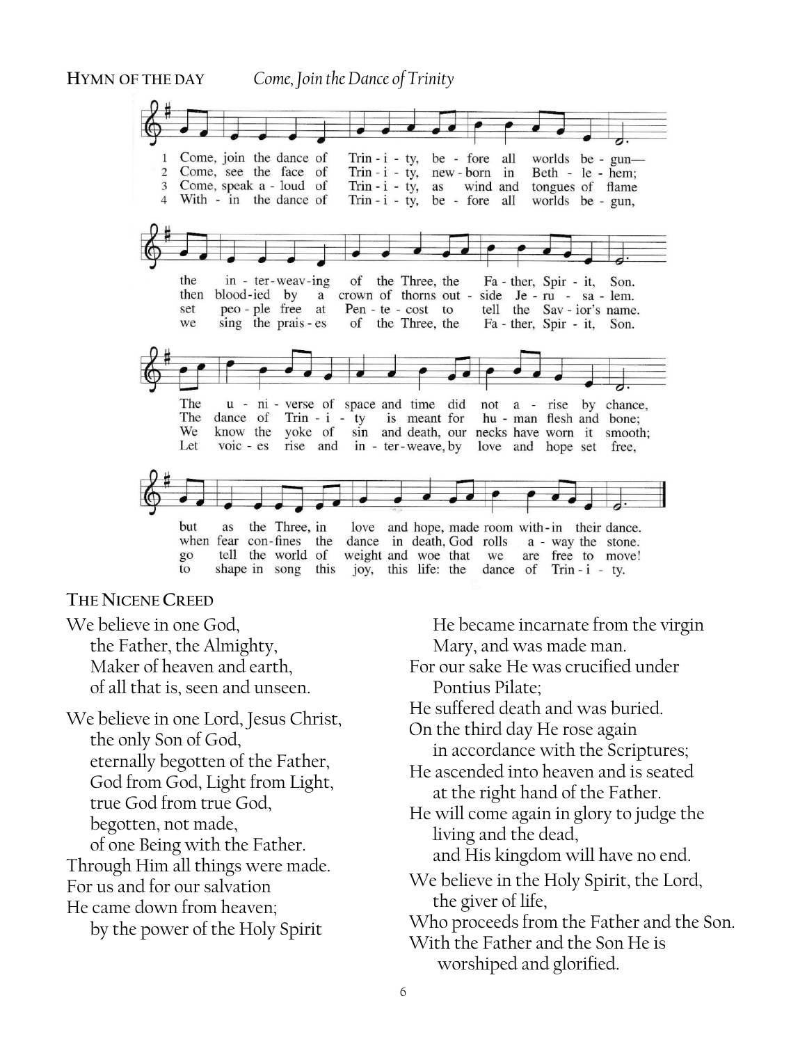**HYMN OF THE DAY** *Come, Join the Dance of Trinity*

1 Come, join the dance of Trin - i - ty, be - fore all worlds be - gun—
the in - ter-weav-ing of the Three, the Fa - ther, Spir - it, Son.
The u - ni - verse of space and time did not a - rise by chance,
but as the Three, in love and hope, made room with-in their dance.

2 Come, see the face of Trin - i - ty, new - born in Beth - le - hem;
then blood-ied by a crown of thorns out - side Je - ru - sa - lem.
The dance of Trin - i - ty is meant for hu - man flesh and bone;
when fear con-fines the dance in death, God rolls a - way the stone.

3 Come, speak a - loud of Trin - i - ty, as wind and tongues of flame
set peo - ple free at Pen - te - cost to tell the Sav - ior's name.
We know the yoke of sin and death, our necks have worn it smooth;
go tell the world of weight and woe that we are free to move!

4 With - in the dance of Trin - i - ty, be - fore all worlds be - gun,
we sing the prais - es of the Three, the Fa - ther, Spir - it, Son.
Let voic - es rise and in - ter-weave, by love and hope set free,
to shape in song this joy, this life: the dance of Trin - i - ty.

**THE NICENE CREED**

We believe in one God,
the Father, the Almighty,
Maker of heaven and earth,
of all that is, seen and unseen.

We believe in one Lord, Jesus Christ,
the only Son of God,
eternally begotten of the Father,
God from God, Light from Light,
true God from true God,
begotten, not made,
of one Being with the Father.
Through Him all things were made.
For us and for our salvation
He came down from heaven;
by the power of the Holy Spirit
He became incarnate from the virgin Mary, and was made man.
For our sake He was crucified under Pontius Pilate;
He suffered death and was buried.
On the third day He rose again
in accordance with the Scriptures;
He ascended into heaven and is seated
at the right hand of the Father.
He will come again in glory to judge the living and the dead,
and His kingdom will have no end.

We believe in the Holy Spirit, the Lord,
the giver of life,
Who proceeds from the Father and the Son.
With the Father and the Son He is
worshiped and glorified.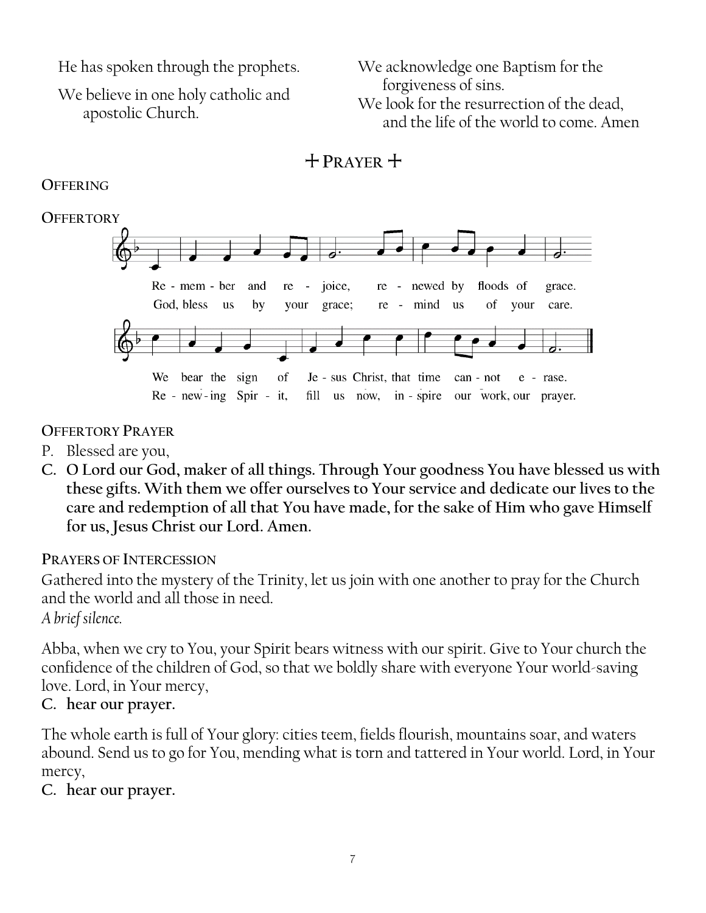He has spoken through the prophets.

We believe in one holy catholic and apostolic Church.

We acknowledge one Baptism for the forgiveness of sins.

We look for the resurrection of the dead, and the life of the world to come. Amen

## + PRAYER +

**OFFERING**

**OFFERTORY**

Re - mem - ber and re - joice, re - newed by floods of grace.
God, bless us by your grace; re - mind us of your care.

We bear the sign of Je - sus Christ, that time can - not e - rase.
Re - new - ing Spir - it, fill us now, in - spire our work, our prayer.

**OFFERTORY PRAYER**

P. Blessed are you,

**C. O Lord our God, maker of all things. Through Your goodness You have blessed us with these gifts. With them we offer ourselves to Your service and dedicate our lives to the care and redemption of all that You have made, for the sake of Him who gave Himself for us, Jesus Christ our Lord. Amen.**

**PRAYERS OF INTERCESSION**

Gathered into the mystery of the Trinity, let us join with one another to pray for the Church and the world and all those in need.

*A brief silence.*

Abba, when we cry to You, your Spirit bears witness with our spirit. Give to Your church the confidence of the children of God, so that we boldly share with everyone Your world-saving love. Lord, in Your mercy,

**C. hear our prayer.**

The whole earth is full of Your glory: cities teem, fields flourish, mountains soar, and waters abound. Send us to go for You, mending what is torn and tattered in Your world. Lord, in Your mercy,

**C. hear our prayer.**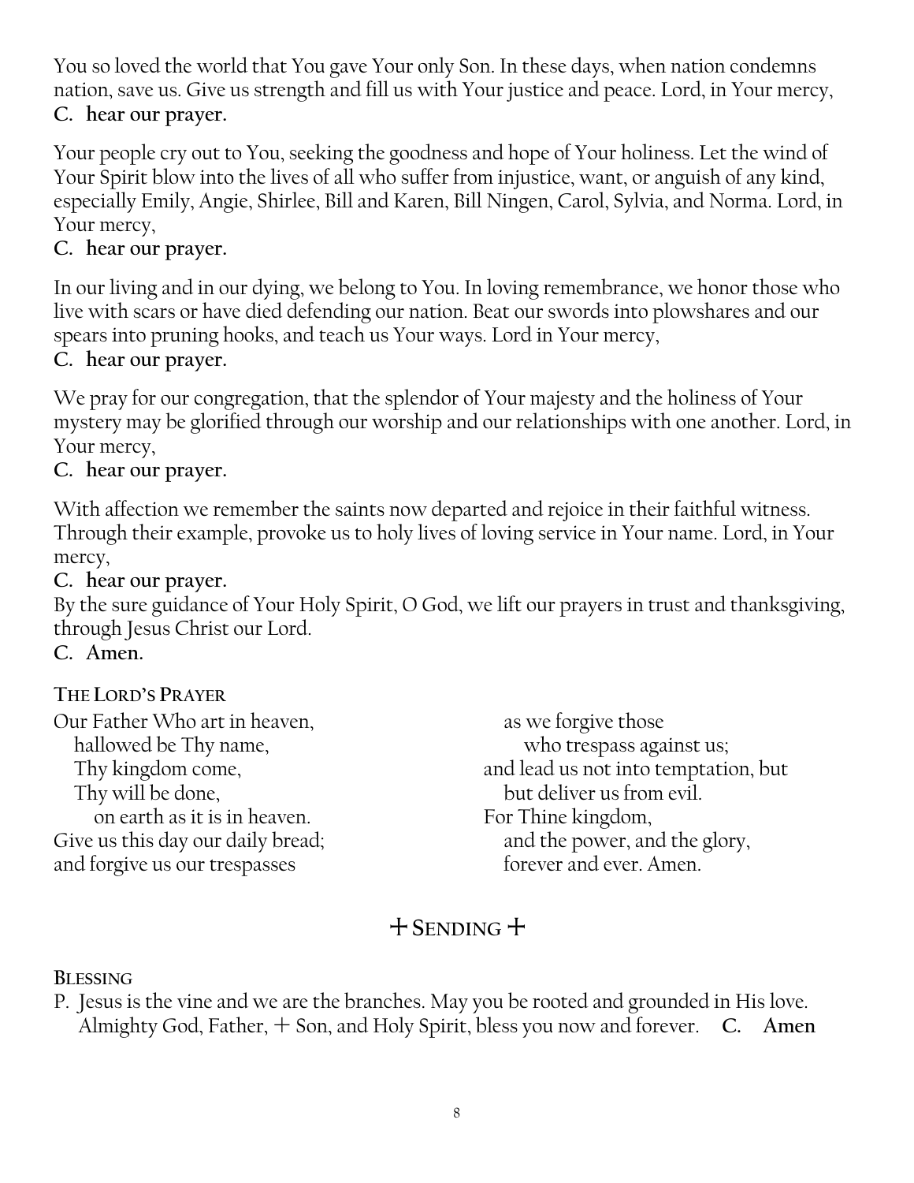You so loved the world that You gave Your only Son. In these days, when nation condemns nation, save us. Give us strength and fill us with Your justice and peace. Lord, in Your mercy,
**C. hear our prayer.**

Your people cry out to You, seeking the goodness and hope of Your holiness. Let the wind of Your Spirit blow into the lives of all who suffer from injustice, want, or anguish of any kind, especially Emily, Angie, Shirlee, Bill and Karen, Bill Ningen, Carol, Sylvia, and Norma. Lord, in Your mercy,
**C. hear our prayer.**

In our living and in our dying, we belong to You. In loving remembrance, we honor those who live with scars or have died defending our nation. Beat our swords into plowshares and our spears into pruning hooks, and teach us Your ways. Lord in Your mercy,
**C. hear our prayer.**

We pray for our congregation, that the splendor of Your majesty and the holiness of Your mystery may be glorified through our worship and our relationships with one another. Lord, in Your mercy,
**C. hear our prayer.**

With affection we remember the saints now departed and rejoice in their faithful witness. Through their example, provoke us to holy lives of loving service in Your name. Lord, in Your mercy,
**C. hear our prayer.**
By the sure guidance of Your Holy Spirit, O God, we lift our prayers in trust and thanksgiving, through Jesus Christ our Lord.
**C. Amen.**

**THE LORD'S PRAYER**

Our Father Who art in heaven,
hallowed be Thy name,
Thy kingdom come,
Thy will be done,
on earth as it is in heaven.
Give us this day our daily bread;
and forgive us our trespasses
as we forgive those
who trespass against us;
and lead us not into temptation, but
but deliver us from evil.
For Thine kingdom,
and the power, and the glory,
forever and ever. Amen.

## + SENDING +

**BLESSING**

P. Jesus is the vine and we are the branches. May you be rooted and grounded in His love. Almighty God, Father, + Son, and Holy Spirit, bless you now and forever. **C. Amen**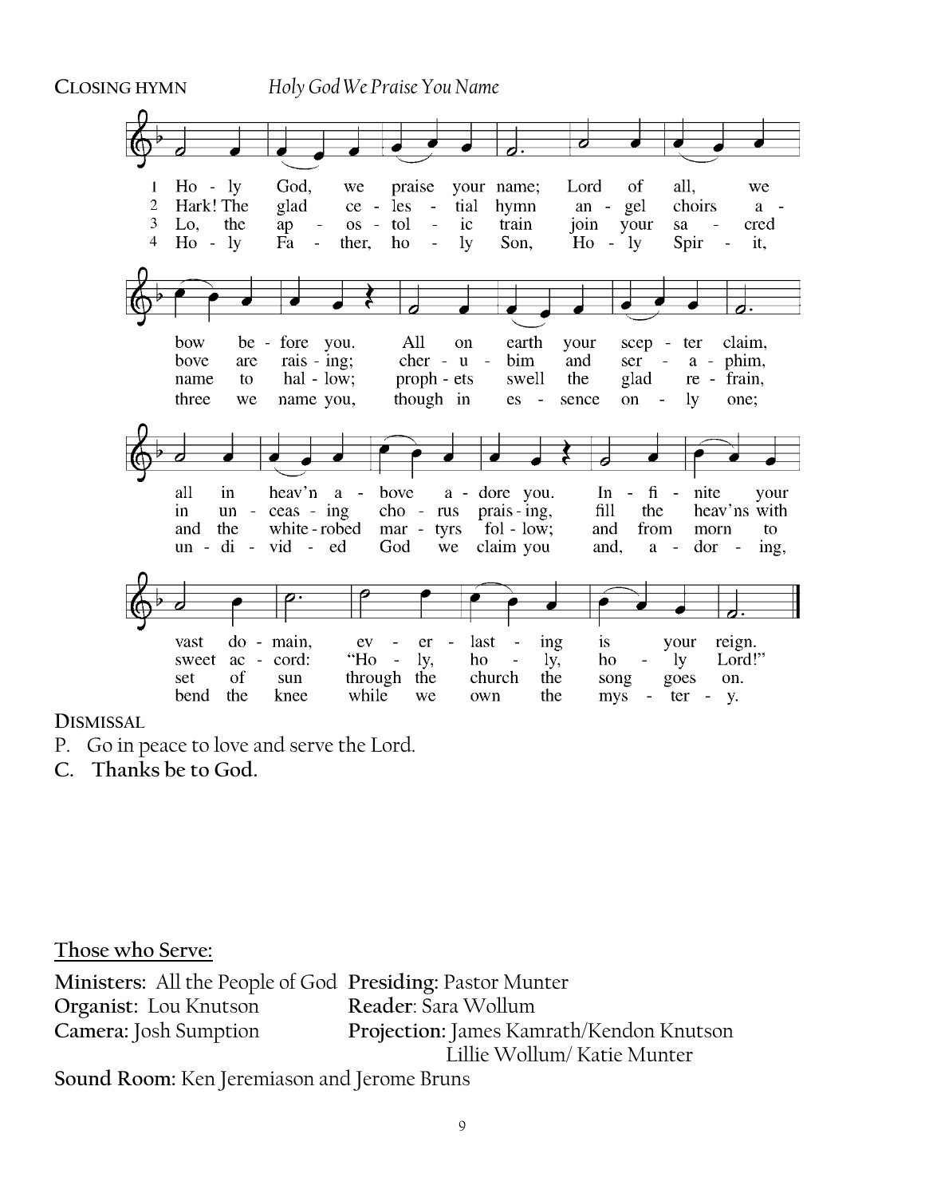**CLOSING HYMN** *Holy God We Praise You Name*

1 Holy God, we praise your name; Lord of all, we bow before you. All on earth your scepter claim, all in heav'n above adore you. Infinite your vast domain, everlasting is your reign.

2 Hark! The glad celestial hymn angel choirs above are raising; cherubim and seraphim, in unceasing chorus praising, fill the heav'ns with sweet accord: "Holy, holy, holy Lord!"

3 Lo, the apostolic train join your sacred name to hallow; prophets swell the glad refrain, and the white-robed martyrs follow; and from morn to set of sun through the church the song goes on.

4 Holy Father, holy Son, Holy Spirit, three we name you, though in essence only one; undivided God we claim you and, adoring, bend the knee while we own the mystery.

**DISMISSAL**

P. Go in peace to love and serve the Lord.

**C. Thanks be to God.**

## Those who Serve:

**Ministers:** All the People of God

**Presiding:** Pastor Munter

**Organist:** Lou Knutson

**Reader:** Sara Wollum

**Camera:** Josh Sumption

**Projection:** James Kamrath/Kendon Knutson Lillie Wollum/ Katie Munter

**Sound Room:** Ken Jeremiason and Jerome Bruns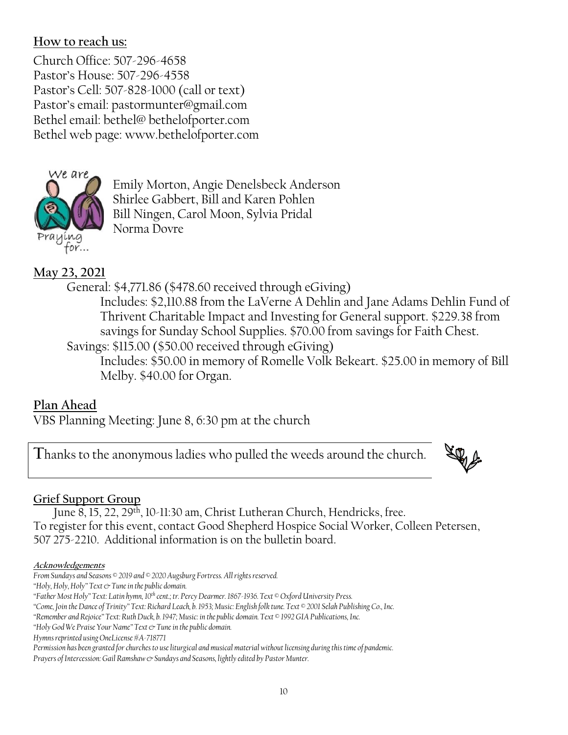## How to reach us:

Church Office: 507-296-4658
Pastor's House: 507-296-4558
Pastor's Cell: 507-828-1000 (call or text)
Pastor's email: pastormunter@gmail.com
Bethel email: bethel@ bethelofporter.com
Bethel web page: www.bethelofporter.com

We are Praying for...

Emily Morton, Angie Denelsbeck Anderson
Shirlee Gabbert, Bill and Karen Pohlen
Bill Ningen, Carol Moon, Sylvia Pridal
Norma Dovre

## May 23, 2021

General: $4,771.86 ($478.60 received through eGiving)
Includes: $2,110.88 from the LaVerne A Dehlin and Jane Adams Dehlin Fund of Thrivent Charitable Impact and Investing for General support. $229.38 from savings for Sunday School Supplies. $70.00 from savings for Faith Chest.

Savings: $115.00 ($50.00 received through eGiving)
Includes: $50.00 in memory of Romelle Volk Bekeart. $25.00 in memory of Bill Melby. $40.00 for Organ.

## Plan Ahead

VBS Planning Meeting: June 8, 6:30 pm at the church

Thanks to the anonymous ladies who pulled the weeds around the church.

## Grief Support Group

June 8, 15, 22, 29th, 10-11:30 am, Christ Lutheran Church, Hendricks, free.
To register for this event, contact Good Shepherd Hospice Social Worker, Colleen Petersen, 507 275-2210. Additional information is on the bulletin board.

**Acknowledgements**

*From Sundays and Seasons © 2019 and © 2020 Augsburg Fortress. All rights reserved.*
*"Holy, Holy, Holy" Text & Tune in the public domain.*
*"Father Most Holy" Text: Latin hymn, 10th cent.; tr. Percy Dearmer. 1867-1936. Text © Oxford University Press.*
*"Come, Join the Dance of Trinity" Text: Richard Leach, b. 1953; Music: English folk tune. Text © 2001 Selah Publishing Co., Inc.*
*"Remember and Rejoice" Text: Ruth Duck, b. 1947; Music: in the public domain. Text © 1992 GIA Publications, Inc.*
*"Holy God We Praise Your Name" Text & Tune in the public domain.*
*Hymns reprinted using OneLicense #A-718771*
*Permission has been granted for churches to use liturgical and musical material without licensing during this time of pandemic.*
*Prayers of Intercession: Gail Ramshaw & Sundays and Seasons, lightly edited by Pastor Munter.*